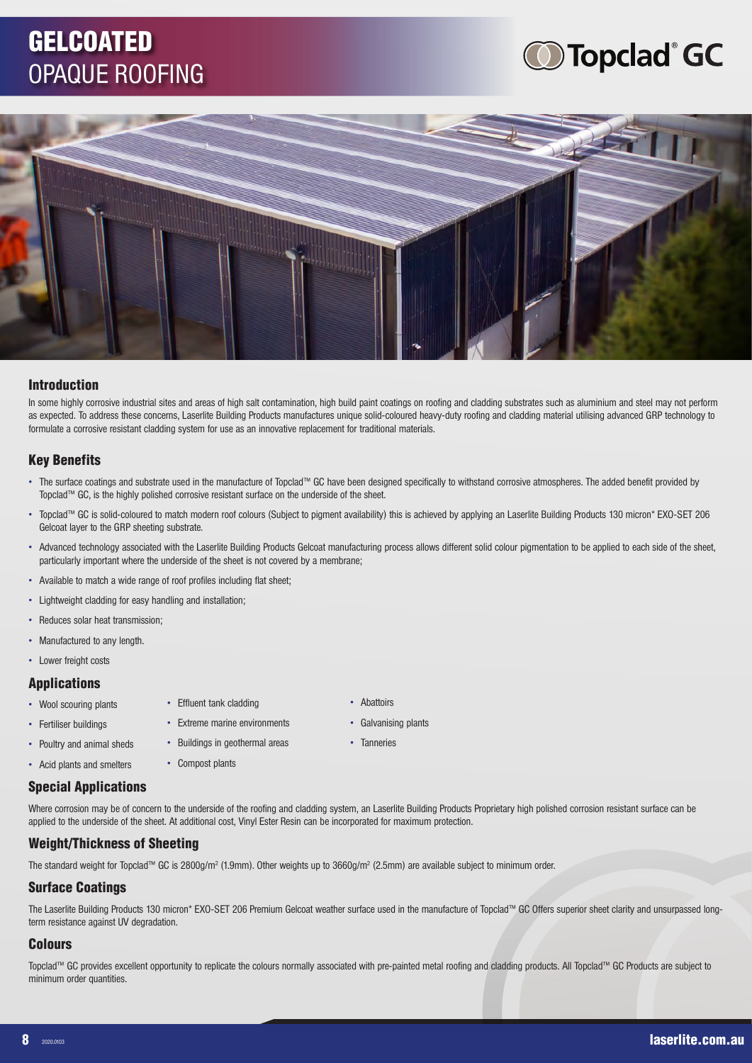# GELCOATED OPAQUE ROOFING

Topclad® GC

## Introduction

In some highly corrosive industrial sites and areas of high salt contamination, high build paint coatings on roofing and cladding substrates such as aluminium and steel may not perform as expected. To address these concerns, Laserlite Building Products manufactures unique solid-coloured heavy-duty roofing and cladding material utilising advanced GRP technology to formulate a corrosive resistant cladding system for use as an innovative replacement for traditional materials.

## Key Benefits

- The surface coatings and substrate used in the manufacture of Topclad™ GC have been designed specifically to withstand corrosive atmospheres. The added benefit provided by Topclad™ GC, is the highly polished corrosive resistant surface on the underside of the sheet.
- Topclad™ GC is solid-coloured to match modern roof colours (Subject to pigment availability) this is achieved by applying an Laserlite Building Products 130 micron* EXO-SET 206 Gelcoat layer to the GRP sheeting substrate.
- Advanced technology associated with the Laserlite Building Products Gelcoat manufacturing process allows different solid colour pigmentation to be applied to each side of the sheet, particularly important where the underside of the sheet is not covered by a membrane;
- Available to match a wide range of roof profiles including flat sheet;
- Lightweight cladding for easy handling and installation;
- Reduces solar heat transmission;
- Manufactured to any length.
- Lower freight costs

## Applications

- Wool scouring plants
- Fertiliser buildings
- Poultry and animal sheds
- Acid plants and smelters
- Effluent tank cladding
- Extreme marine environments
- Buildings in geothermal areas
- Compost plants
- Abattoirs
- Galvanising plants
- Tanneries

## Special Applications

Where corrosion may be of concern to the underside of the roofing and cladding system, an Laserlite Building Products Proprietary high polished corrosion resistant surface can be applied to the underside of the sheet. At additional cost, Vinyl Ester Resin can be incorporated for maximum protection.

## Weight/Thickness of Sheeting

The standard weight for Topclad™ GC is 2800g/m$^2$ (1.9mm). Other weights up to 3660g/m$^2$ (2.5mm) are available subject to minimum order.

## Surface Coatings

The Laserlite Building Products 130 micron* EXO-SET 206 Premium Gelcoat weather surface used in the manufacture of Topclad™ GC Offers superior sheet clarity and unsurpassed long-term resistance against UV degradation.

## Colours

Topclad™ GC provides excellent opportunity to replicate the colours normally associated with pre-painted metal roofing and cladding products. All Topclad™ GC Products are subject to minimum order quantities.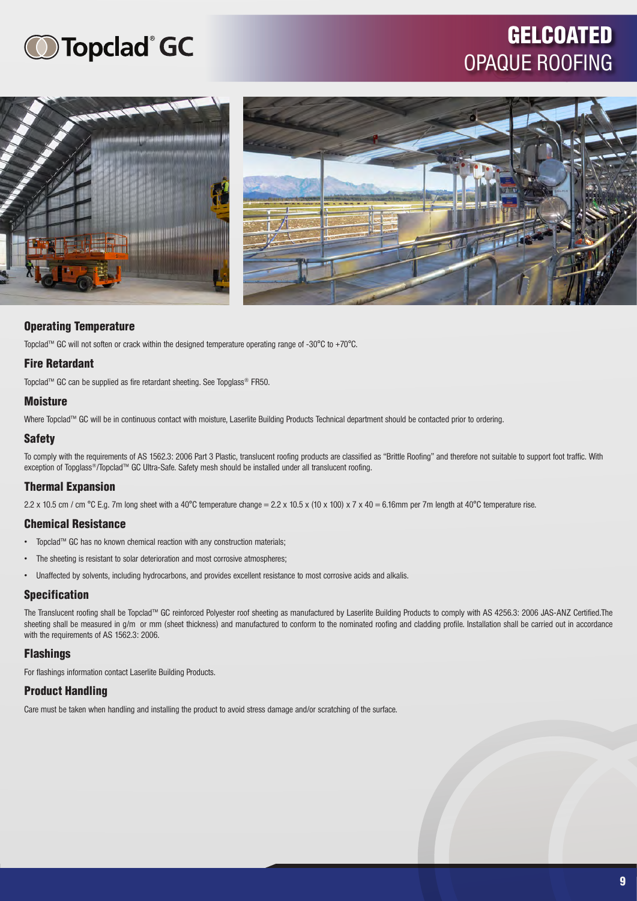# Topclad® GC

## GELCOATED OPAQUE ROOFING

### Operating Temperature

Topclad™ GC will not soften or crack within the designed temperature operating range of -30°C to +70°C.

### Fire Retardant

Topclad™ GC can be supplied as fire retardant sheeting. See Topglass® FR50.

### Moisture

Where Topclad™ GC will be in continuous contact with moisture, Laserlite Building Products Technical department should be contacted prior to ordering.

### Safety

To comply with the requirements of AS 1562.3: 2006 Part 3 Plastic, translucent roofing products are classified as "Brittle Roofing" and therefore not suitable to support foot traffic. With exception of Topglass®/Topclad™ GC Ultra-Safe. Safety mesh should be installed under all translucent roofing.

### Thermal Expansion

2.2 x 10.5 cm / cm °C E.g. 7m long sheet with a 40°C temperature change = 2.2 x 10.5 x (10 x 100) x 7 x 40 = 6.16mm per 7m length at 40°C temperature rise.

### Chemical Resistance

- Topclad™ GC has no known chemical reaction with any construction materials;
- The sheeting is resistant to solar deterioration and most corrosive atmospheres;
- Unaffected by solvents, including hydrocarbons, and provides excellent resistance to most corrosive acids and alkalis.

### Specification

The Translucent roofing shall be Topclad™ GC reinforced Polyester roof sheeting as manufactured by Laserlite Building Products to comply with AS 4256.3: 2006 JAS-ANZ Certified.The sheeting shall be measured in g/m or mm (sheet thickness) and manufactured to conform to the nominated roofing and cladding profile. Installation shall be carried out in accordance with the requirements of AS 1562.3: 2006.

### Flashings

For flashings information contact Laserlite Building Products.

### Product Handling

Care must be taken when handling and installing the product to avoid stress damage and/or scratching of the surface.